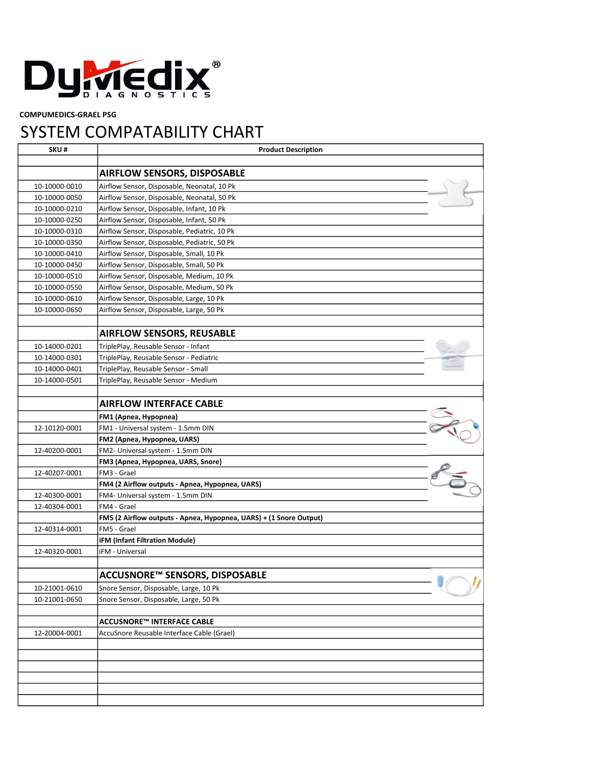**DyMedix DIAGNOSTICS**

**COMPUMEDICS-GRAEL PSG**

# SYSTEM COMPATABILITY CHART

| SKU # | Product Description |
|---|---|
| | |
| | **AIRFLOW SENSORS, DISPOSABLE** |
| 10-10000-0010 | Airflow Sensor, Disposable, Neonatal, 10 Pk |
| 10-10000-0050 | Airflow Sensor, Disposable, Neonatal, 50 Pk |
| 10-10000-0210 | Airflow Sensor, Disposable, Infant, 10 Pk |
| 10-10000-0250 | Airflow Sensor, Disposable, Infant, 50 Pk |
| 10-10000-0310 | Airflow Sensor, Disposable, Pediatric, 10 Pk |
| 10-10000-0350 | Airflow Sensor, Disposable, Pediatric, 50 Pk |
| 10-10000-0410 | Airflow Sensor, Disposable, Small, 10 Pk |
| 10-10000-0450 | Airflow Sensor, Disposable, Small, 50 Pk |
| 10-10000-0510 | Airflow Sensor, Disposable, Medium, 10 Pk |
| 10-10000-0550 | Airflow Sensor, Disposable, Medium, 50 Pk |
| 10-10000-0610 | Airflow Sensor, Disposable, Large, 10 Pk |
| 10-10000-0650 | Airflow Sensor, Disposable, Large, 50 Pk |
| | |
| | **AIRFLOW SENSORS, REUSABLE** |
| 10-14000-0201 | TriplePlay, Reusable Sensor - Infant |
| 10-14000-0301 | TriplePlay, Reusable Sensor - Pediatric |
| 10-14000-0401 | TriplePlay, Reusable Sensor - Small |
| 10-14000-0501 | TriplePlay, Reusable Sensor - Medium |
| | |
| | **AIRFLOW INTERFACE CABLE** |
| | **FM1 (Apnea, Hypopnea)** |
| 12-10120-0001 | FM1 - Universal system - 1.5mm DIN |
| | **FM2 (Apnea, Hypopnea, UARS)** |
| 12-40200-0001 | FM2- Universal system - 1.5mm DIN |
| | **FM3 (Apnea, Hypopnea, UARS, Snore)** |
| 12-40207-0001 | FM3 - Grael |
| | **FM4 (2 Airflow outputs - Apnea, Hypopnea, UARS)** |
| 12-40300-0001 | FM4- Universal system - 1.5mm DIN |
| 12-40304-0001 | FM4 - Grael |
| | **FM5 (2 Airflow outputs - Apnea, Hypopnea, UARS) + (1 Snore Output)** |
| 12-40314-0001 | FM5 - Grael |
| | **iFM (Infant Filtration Module)** |
| 12-40320-0001 | iFM - Universal |
| | |
| | **ACCUSNORE™ SENSORS, DISPOSABLE** |
| 10-21001-0610 | Snore Sensor, Disposable, Large, 10 Pk |
| 10-21001-0650 | Snore Sensor, Disposable, Large, 50 Pk |
| | |
| | **ACCUSNORE™ INTERFACE CABLE** |
| 12-20004-0001 | AccuSnore Reusable Interface Cable (Grael) |
| | |
| | |
| | |
| | |
| | |
| | |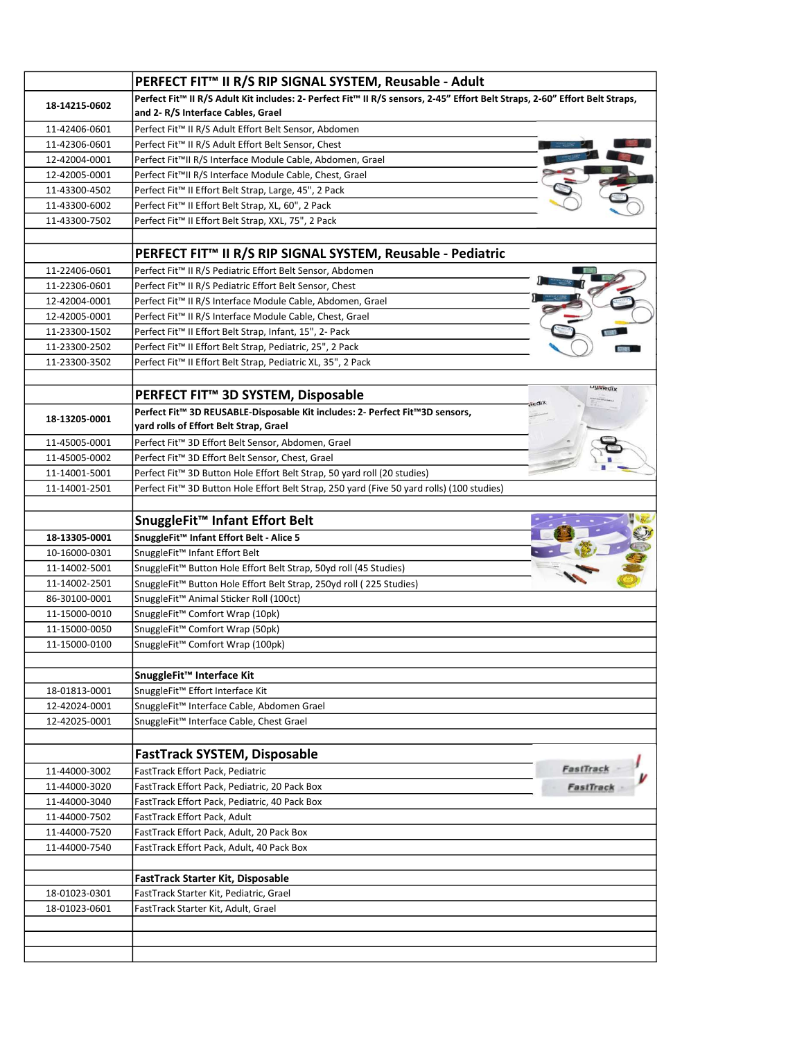| | |
|---|---|
| | **PERFECT FIT™ II R/S RIP SIGNAL SYSTEM, Reusable - Adult** |
| **18-14215-0602** | **Perfect Fit™ II R/S Adult Kit includes: 2- Perfect Fit™ II R/S sensors, 2-45" Effort Belt Straps, 2-60" Effort Belt Straps, and 2- R/S Interface Cables, Grael** |
| 11-42406-0601 | Perfect Fit™ II R/S Adult Effort Belt Sensor, Abdomen |
| 11-42306-0601 | Perfect Fit™ II R/S Adult Effort Belt Sensor, Chest |
| 12-42004-0001 | Perfect Fit™II R/S Interface Module Cable, Abdomen, Grael |
| 12-42005-0001 | Perfect Fit™II R/S Interface Module Cable, Chest, Grael |
| 11-43300-4502 | Perfect Fit™ II Effort Belt Strap, Large, 45", 2 Pack |
| 11-43300-6002 | Perfect Fit™ II Effort Belt Strap, XL, 60", 2 Pack |
| 11-43300-7502 | Perfect Fit™ II Effort Belt Strap, XXL, 75", 2 Pack |
| | |
| | **PERFECT FIT™ II R/S RIP SIGNAL SYSTEM, Reusable - Pediatric** |
| 11-22406-0601 | Perfect Fit™ II R/S Pediatric Effort Belt Sensor, Abdomen |
| 11-22306-0601 | Perfect Fit™ II R/S Pediatric Effort Belt Sensor, Chest |
| 12-42004-0001 | Perfect Fit™ II R/S Interface Module Cable, Abdomen, Grael |
| 12-42005-0001 | Perfect Fit™ II R/S Interface Module Cable, Chest, Grael |
| 11-23300-1502 | Perfect Fit™ II Effort Belt Strap, Infant, 15", 2- Pack |
| 11-23300-2502 | Perfect Fit™ II Effort Belt Strap, Pediatric, 25", 2 Pack |
| 11-23300-3502 | Perfect Fit™ II Effort Belt Strap, Pediatric XL, 35", 2 Pack |
| | |
| | **PERFECT FIT™ 3D SYSTEM, Disposable** |
| **18-13205-0001** | **Perfect Fit™ 3D REUSABLE-Disposable Kit includes: 2- Perfect Fit™3D sensors, yard rolls of Effort Belt Strap, Grael** |
| 11-45005-0001 | Perfect Fit™ 3D Effort Belt Sensor, Abdomen, Grael |
| 11-45005-0002 | Perfect Fit™ 3D Effort Belt Sensor, Chest, Grael |
| 11-14001-5001 | Perfect Fit™ 3D Button Hole Effort Belt Strap, 50 yard roll (20 studies) |
| 11-14001-2501 | Perfect Fit™ 3D Button Hole Effort Belt Strap, 250 yard (Five 50 yard rolls) (100 studies) |
| | |
| | **SnuggleFit™ Infant Effort Belt** |
| **18-13305-0001** | **SnuggleFit™ Infant Effort Belt - Alice 5** |
| 10-16000-0301 | SnuggleFit™ Infant Effort Belt |
| 11-14002-5001 | SnuggleFit™ Button Hole Effort Belt Strap, 50yd roll (45 Studies) |
| 11-14002-2501 | SnuggleFit™ Button Hole Effort Belt Strap, 250yd roll ( 225 Studies) |
| 86-30100-0001 | SnuggleFit™ Animal Sticker Roll (100ct) |
| 11-15000-0010 | SnuggleFit™ Comfort Wrap (10pk) |
| 11-15000-0050 | SnuggleFit™ Comfort Wrap (50pk) |
| 11-15000-0100 | SnuggleFit™ Comfort Wrap (100pk) |
| | |
| | **SnuggleFit™ Interface Kit** |
| 18-01813-0001 | SnuggleFit™ Effort Interface Kit |
| 12-42024-0001 | SnuggleFit™ Interface Cable, Abdomen Grael |
| 12-42025-0001 | SnuggleFit™ Interface Cable, Chest Grael |
| | |
| | **FastTrack SYSTEM, Disposable** |
| 11-44000-3002 | FastTrack Effort Pack, Pediatric |
| 11-44000-3020 | FastTrack Effort Pack, Pediatric, 20 Pack Box |
| 11-44000-3040 | FastTrack Effort Pack, Pediatric, 40 Pack Box |
| 11-44000-7502 | FastTrack Effort Pack, Adult |
| 11-44000-7520 | FastTrack Effort Pack, Adult, 20 Pack Box |
| 11-44000-7540 | FastTrack Effort Pack, Adult, 40 Pack Box |
| | |
| | **FastTrack Starter Kit, Disposable** |
| 18-01023-0301 | FastTrack Starter Kit, Pediatric, Grael |
| 18-01023-0601 | FastTrack Starter Kit, Adult, Grael |
| | |
| | |
| | |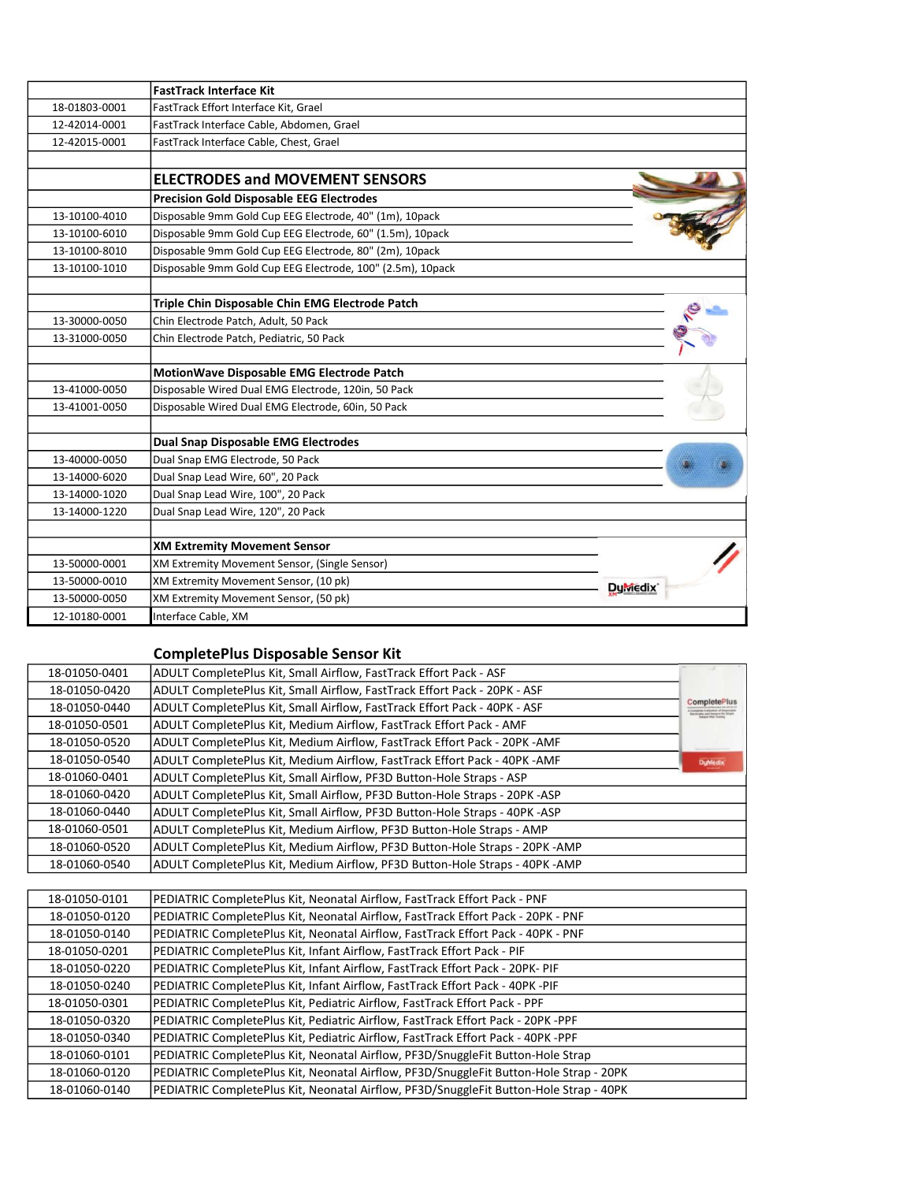| | FastTrack Interface Kit |
|---|---|
| 18-01803-0001 | FastTrack Effort Interface Kit, Grael |
| 12-42014-0001 | FastTrack Interface Cable, Abdomen, Grael |
| 12-42015-0001 | FastTrack Interface Cable, Chest, Grael |
| | |
| | **ELECTRODES and MOVEMENT SENSORS** |
| | **Precision Gold Disposable EEG Electrodes** |
| 13-10100-4010 | Disposable 9mm Gold Cup EEG Electrode, 40" (1m), 10pack |
| 13-10100-6010 | Disposable 9mm Gold Cup EEG Electrode, 60" (1.5m), 10pack |
| 13-10100-8010 | Disposable 9mm Gold Cup EEG Electrode, 80" (2m), 10pack |
| 13-10100-1010 | Disposable 9mm Gold Cup EEG Electrode, 100" (2.5m), 10pack |
| | |
| | **Triple Chin Disposable Chin EMG Electrode Patch** |
| 13-30000-0050 | Chin Electrode Patch, Adult, 50 Pack |
| 13-31000-0050 | Chin Electrode Patch, Pediatric, 50 Pack |
| | |
| | **MotionWave Disposable EMG Electrode Patch** |
| 13-41000-0050 | Disposable Wired Dual EMG Electrode, 120in, 50 Pack |
| 13-41001-0050 | Disposable Wired Dual EMG Electrode, 60in, 50 Pack |
| | |
| | **Dual Snap Disposable EMG Electrodes** |
| 13-40000-0050 | Dual Snap EMG Electrode, 50 Pack |
| 13-14000-6020 | Dual Snap Lead Wire, 60", 20 Pack |
| 13-14000-1020 | Dual Snap Lead Wire, 100", 20 Pack |
| 13-14000-1220 | Dual Snap Lead Wire, 120", 20 Pack |
| | |
| | **XM Extremity Movement Sensor** |
| 13-50000-0001 | XM Extremity Movement Sensor, (Single Sensor) |
| 13-50000-0010 | XM Extremity Movement Sensor, (10 pk) |
| 13-50000-0050 | XM Extremity Movement Sensor, (50 pk) |
| 12-10180-0001 | Interface Cable, XM |

## CompletePlus Disposable Sensor Kit

| | |
|---|---|
| 18-01050-0401 | ADULT CompletePlus Kit, Small Airflow, FastTrack Effort Pack - ASF |
| 18-01050-0420 | ADULT CompletePlus Kit, Small Airflow, FastTrack Effort Pack - 20PK - ASF |
| 18-01050-0440 | ADULT CompletePlus Kit, Small Airflow, FastTrack Effort Pack - 40PK - ASF |
| 18-01050-0501 | ADULT CompletePlus Kit, Medium Airflow, FastTrack Effort Pack - AMF |
| 18-01050-0520 | ADULT CompletePlus Kit, Medium Airflow, FastTrack Effort Pack - 20PK -AMF |
| 18-01050-0540 | ADULT CompletePlus Kit, Medium Airflow, FastTrack Effort Pack - 40PK -AMF |
| 18-01060-0401 | ADULT CompletePlus Kit, Small Airflow, PF3D Button-Hole Straps - ASP |
| 18-01060-0420 | ADULT CompletePlus Kit, Small Airflow, PF3D Button-Hole Straps - 20PK -ASP |
| 18-01060-0440 | ADULT CompletePlus Kit, Small Airflow, PF3D Button-Hole Straps - 40PK -ASP |
| 18-01060-0501 | ADULT CompletePlus Kit, Medium Airflow, PF3D Button-Hole Straps - AMP |
| 18-01060-0520 | ADULT CompletePlus Kit, Medium Airflow, PF3D Button-Hole Straps - 20PK -AMP |
| 18-01060-0540 | ADULT CompletePlus Kit, Medium Airflow, PF3D Button-Hole Straps - 40PK -AMP |

| | |
|---|---|
| 18-01050-0101 | PEDIATRIC CompletePlus Kit, Neonatal Airflow, FastTrack Effort Pack - PNF |
| 18-01050-0120 | PEDIATRIC CompletePlus Kit, Neonatal Airflow, FastTrack Effort Pack - 20PK - PNF |
| 18-01050-0140 | PEDIATRIC CompletePlus Kit, Neonatal Airflow, FastTrack Effort Pack - 40PK - PNF |
| 18-01050-0201 | PEDIATRIC CompletePlus Kit, Infant Airflow, FastTrack Effort Pack - PIF |
| 18-01050-0220 | PEDIATRIC CompletePlus Kit, Infant Airflow, FastTrack Effort Pack - 20PK- PIF |
| 18-01050-0240 | PEDIATRIC CompletePlus Kit, Infant Airflow, FastTrack Effort Pack - 40PK -PIF |
| 18-01050-0301 | PEDIATRIC CompletePlus Kit, Pediatric Airflow, FastTrack Effort Pack - PPF |
| 18-01050-0320 | PEDIATRIC CompletePlus Kit, Pediatric Airflow, FastTrack Effort Pack - 20PK -PPF |
| 18-01050-0340 | PEDIATRIC CompletePlus Kit, Pediatric Airflow, FastTrack Effort Pack - 40PK -PPF |
| 18-01060-0101 | PEDIATRIC CompletePlus Kit, Neonatal Airflow, PF3D/SnuggleFit Button-Hole Strap |
| 18-01060-0120 | PEDIATRIC CompletePlus Kit, Neonatal Airflow, PF3D/SnuggleFit Button-Hole Strap - 20PK |
| 18-01060-0140 | PEDIATRIC CompletePlus Kit, Neonatal Airflow, PF3D/SnuggleFit Button-Hole Strap - 40PK |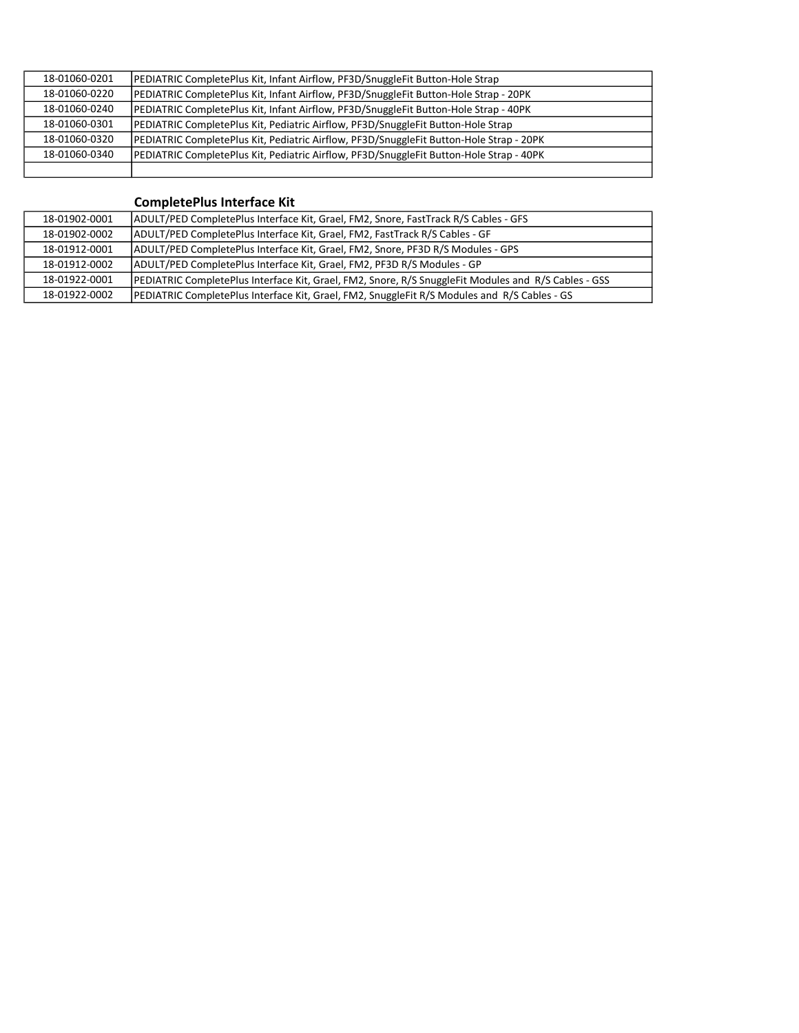| | |
|---|---|
| 18-01060-0201 | PEDIATRIC CompletePlus Kit, Infant Airflow, PF3D/SnuggleFit Button-Hole Strap |
| 18-01060-0220 | PEDIATRIC CompletePlus Kit, Infant Airflow, PF3D/SnuggleFit Button-Hole Strap - 20PK |
| 18-01060-0240 | PEDIATRIC CompletePlus Kit, Infant Airflow, PF3D/SnuggleFit Button-Hole Strap - 40PK |
| 18-01060-0301 | PEDIATRIC CompletePlus Kit, Pediatric Airflow, PF3D/SnuggleFit Button-Hole Strap |
| 18-01060-0320 | PEDIATRIC CompletePlus Kit, Pediatric Airflow, PF3D/SnuggleFit Button-Hole Strap - 20PK |
| 18-01060-0340 | PEDIATRIC CompletePlus Kit, Pediatric Airflow, PF3D/SnuggleFit Button-Hole Strap - 40PK |
| | |

**CompletePlus Interface Kit**

| | |
|---|---|
| 18-01902-0001 | ADULT/PED CompletePlus Interface Kit, Grael, FM2, Snore, FastTrack R/S Cables - GFS |
| 18-01902-0002 | ADULT/PED CompletePlus Interface Kit, Grael, FM2, FastTrack R/S Cables - GF |
| 18-01912-0001 | ADULT/PED CompletePlus Interface Kit, Grael, FM2, Snore, PF3D R/S Modules - GPS |
| 18-01912-0002 | ADULT/PED CompletePlus Interface Kit, Grael, FM2, PF3D R/S Modules - GP |
| 18-01922-0001 | PEDIATRIC CompletePlus Interface Kit, Grael, FM2, Snore, R/S SnuggleFit Modules and R/S Cables - GSS |
| 18-01922-0002 | PEDIATRIC CompletePlus Interface Kit, Grael, FM2, SnuggleFit R/S Modules and R/S Cables - GS |